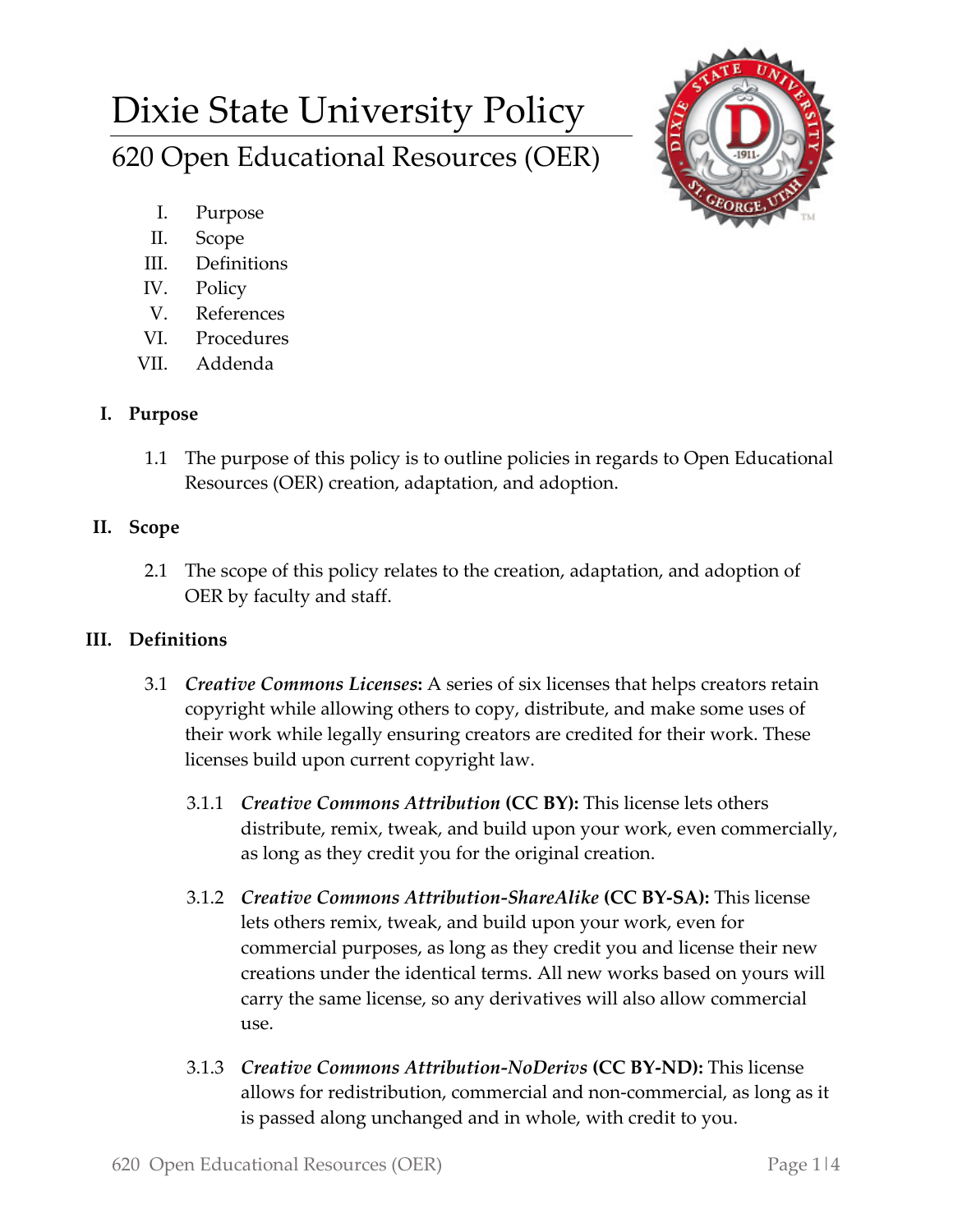# Dixie State University Policy

## 620 Open Educational Resources (OER)

- I. Purpose
- II. Scope
- III. Definitions
- IV. Policy
- V. References
- VI. Procedures
- VII. Addenda

### I. Purpose

1.1 The purpose of this policy is to outline policies in regards to Open Educational Resources (OER) creation, adaptation, and adoption.

### II. Scope

2.1 The scope of this policy relates to the creation, adaptation, and adoption of OER by faculty and staff.

### III. Definitions

3.1 ***Creative Commons Licenses*:** A series of six licenses that helps creators retain copyright while allowing others to copy, distribute, and make some uses of their work while legally ensuring creators are credited for their work. These licenses build upon current copyright law.

3.1.1 ***Creative Commons Attribution* (CC BY):** This license lets others distribute, remix, tweak, and build upon your work, even commercially, as long as they credit you for the original creation.

3.1.2 ***Creative Commons Attribution-ShareAlike* (CC BY-SA):** This license lets others remix, tweak, and build upon your work, even for commercial purposes, as long as they credit you and license their new creations under the identical terms. All new works based on yours will carry the same license, so any derivatives will also allow commercial use.

3.1.3 ***Creative Commons Attribution-NoDerivs* (CC BY-ND):** This license allows for redistribution, commercial and non-commercial, as long as it is passed along unchanged and in whole, with credit to you.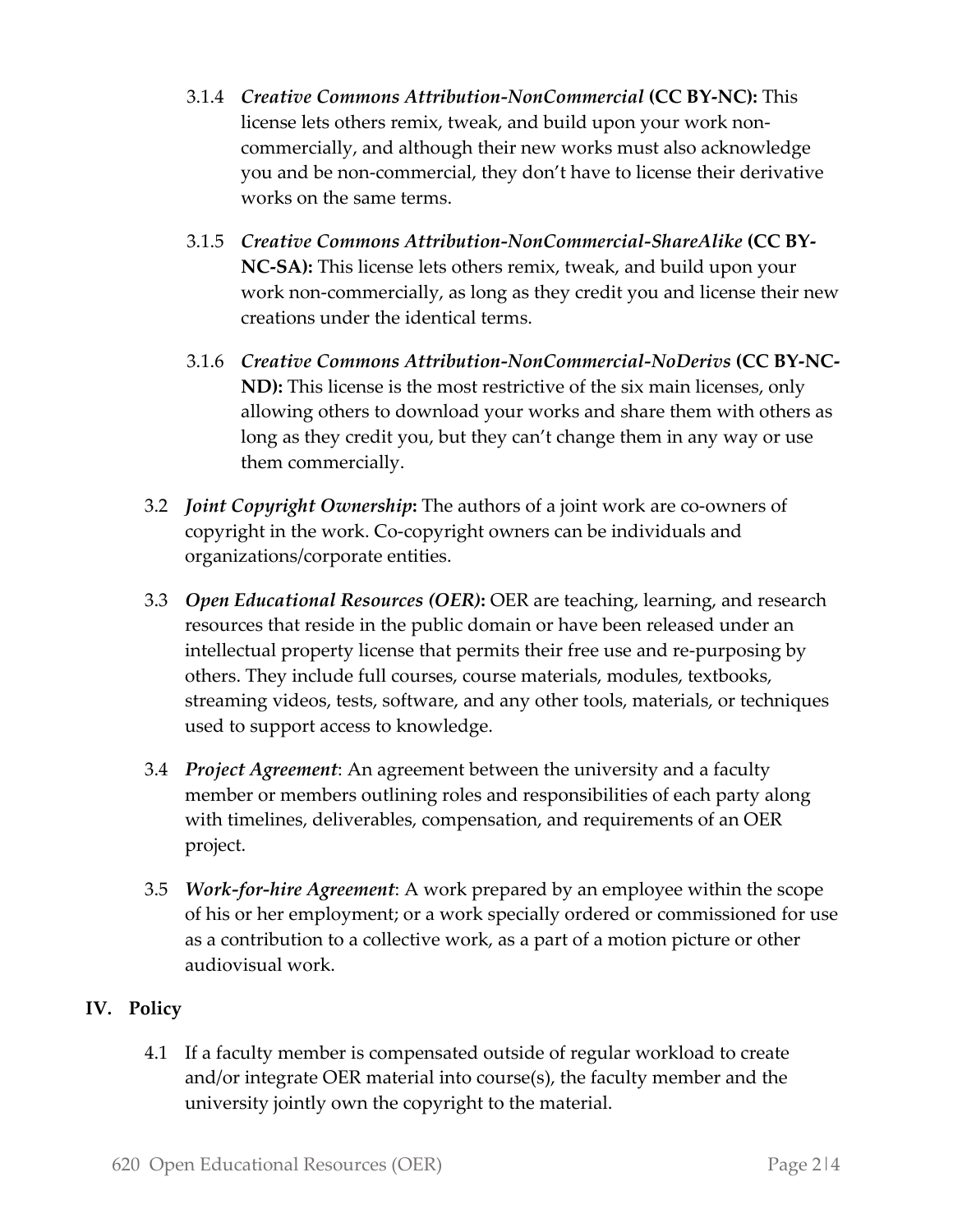3.1.4 *Creative Commons Attribution-NonCommercial* **(CC BY-NC):** This license lets others remix, tweak, and build upon your work non-commercially, and although their new works must also acknowledge you and be non-commercial, they don't have to license their derivative works on the same terms.

3.1.5 *Creative Commons Attribution-NonCommercial-ShareAlike* **(CC BY-NC-SA):** This license lets others remix, tweak, and build upon your work non-commercially, as long as they credit you and license their new creations under the identical terms.

3.1.6 *Creative Commons Attribution-NonCommercial-NoDerivs* **(CC BY-NC-ND):** This license is the most restrictive of the six main licenses, only allowing others to download your works and share them with others as long as they credit you, but they can't change them in any way or use them commercially.

3.2 ***Joint Copyright Ownership*****:** The authors of a joint work are co-owners of copyright in the work. Co-copyright owners can be individuals and organizations/corporate entities.

3.3 ***Open Educational Resources (OER)*****:** OER are teaching, learning, and research resources that reside in the public domain or have been released under an intellectual property license that permits their free use and re-purposing by others. They include full courses, course materials, modules, textbooks, streaming videos, tests, software, and any other tools, materials, or techniques used to support access to knowledge.

3.4 ***Project Agreement***: An agreement between the university and a faculty member or members outlining roles and responsibilities of each party along with timelines, deliverables, compensation, and requirements of an OER project.

3.5 ***Work-for-hire Agreement***: A work prepared by an employee within the scope of his or her employment; or a work specially ordered or commissioned for use as a contribution to a collective work, as a part of a motion picture or other audiovisual work.

## IV. Policy

4.1 If a faculty member is compensated outside of regular workload to create and/or integrate OER material into course(s), the faculty member and the university jointly own the copyright to the material.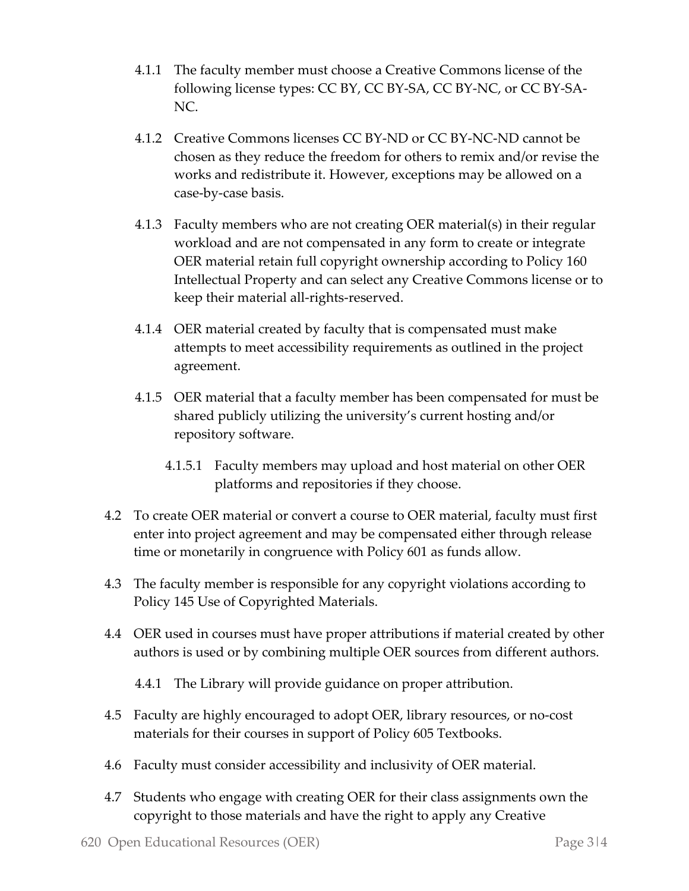4.1.1 The faculty member must choose a Creative Commons license of the following license types: CC BY, CC BY-SA, CC BY-NC, or CC BY-SA-NC.

4.1.2 Creative Commons licenses CC BY-ND or CC BY-NC-ND cannot be chosen as they reduce the freedom for others to remix and/or revise the works and redistribute it. However, exceptions may be allowed on a case-by-case basis.

4.1.3 Faculty members who are not creating OER material(s) in their regular workload and are not compensated in any form to create or integrate OER material retain full copyright ownership according to Policy 160 Intellectual Property and can select any Creative Commons license or to keep their material all-rights-reserved.

4.1.4 OER material created by faculty that is compensated must make attempts to meet accessibility requirements as outlined in the project agreement.

4.1.5 OER material that a faculty member has been compensated for must be shared publicly utilizing the university's current hosting and/or repository software.

4.1.5.1 Faculty members may upload and host material on other OER platforms and repositories if they choose.

4.2 To create OER material or convert a course to OER material, faculty must first enter into project agreement and may be compensated either through release time or monetarily in congruence with Policy 601 as funds allow.

4.3 The faculty member is responsible for any copyright violations according to Policy 145 Use of Copyrighted Materials.

4.4 OER used in courses must have proper attributions if material created by other authors is used or by combining multiple OER sources from different authors.

4.4.1 The Library will provide guidance on proper attribution.

4.5 Faculty are highly encouraged to adopt OER, library resources, or no-cost materials for their courses in support of Policy 605 Textbooks.

4.6 Faculty must consider accessibility and inclusivity of OER material.

4.7 Students who engage with creating OER for their class assignments own the copyright to those materials and have the right to apply any Creative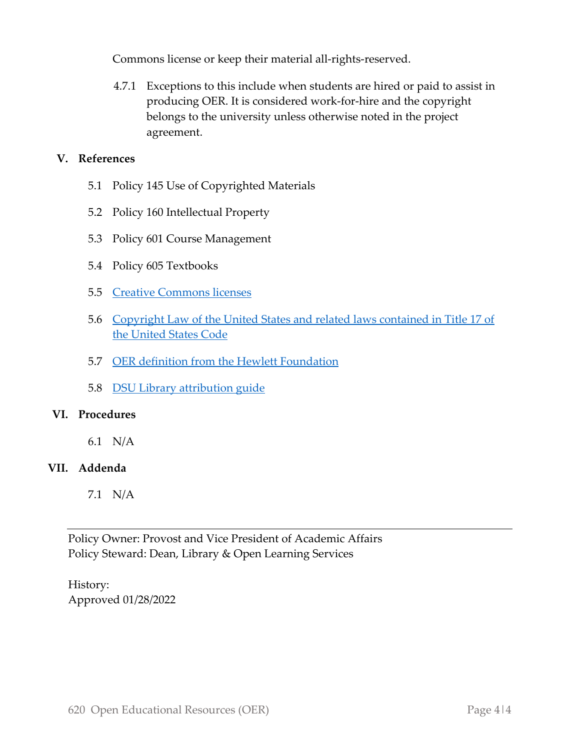Commons license or keep their material all-rights-reserved.

4.7.1 Exceptions to this include when students are hired or paid to assist in producing OER. It is considered work-for-hire and the copyright belongs to the university unless otherwise noted in the project agreement.

## V. References

5.1 Policy 145 Use of Copyrighted Materials

5.2 Policy 160 Intellectual Property

5.3 Policy 601 Course Management

5.4 Policy 605 Textbooks

5.5 Creative Commons licenses

5.6 Copyright Law of the United States and related laws contained in Title 17 of the United States Code

5.7 OER definition from the Hewlett Foundation

5.8 DSU Library attribution guide

## VI. Procedures

6.1 N/A

## VII. Addenda

7.1 N/A

---

Policy Owner: Provost and Vice President of Academic Affairs
Policy Steward: Dean, Library & Open Learning Services

History:
Approved 01/28/2022